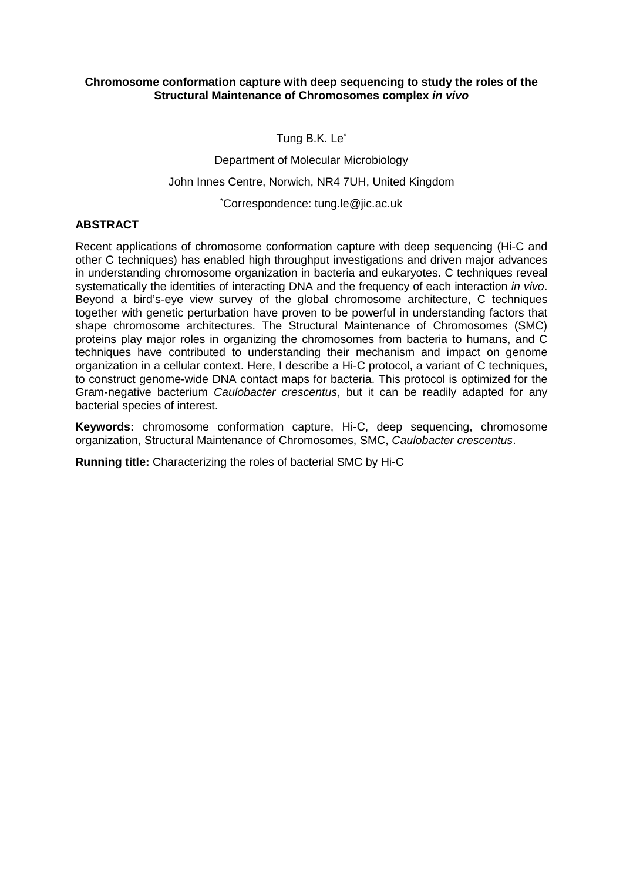# Chromosome conformation capture with deep sequencing to study the roles of the Structural Maintenance of Chromosomes complex *in vivo*

Tung B.K. Le[*]

Department of Molecular Microbiology

John Innes Centre, Norwich, NR4 7UH, United Kingdom

[*]Correspondence: tung.le@jic.ac.uk

## ABSTRACT

Recent applications of chromosome conformation capture with deep sequencing (Hi-C and other C techniques) has enabled high throughput investigations and driven major advances in understanding chromosome organization in bacteria and eukaryotes. C techniques reveal systematically the identities of interacting DNA and the frequency of each interaction *in vivo*. Beyond a bird's-eye view survey of the global chromosome architecture, C techniques together with genetic perturbation have proven to be powerful in understanding factors that shape chromosome architectures. The Structural Maintenance of Chromosomes (SMC) proteins play major roles in organizing the chromosomes from bacteria to humans, and C techniques have contributed to understanding their mechanism and impact on genome organization in a cellular context. Here, I describe a Hi-C protocol, a variant of C techniques, to construct genome-wide DNA contact maps for bacteria. This protocol is optimized for the Gram-negative bacterium *Caulobacter crescentus*, but it can be readily adapted for any bacterial species of interest.

**Keywords:** chromosome conformation capture, Hi-C, deep sequencing, chromosome organization, Structural Maintenance of Chromosomes, SMC, *Caulobacter crescentus*.

**Running title:** Characterizing the roles of bacterial SMC by Hi-C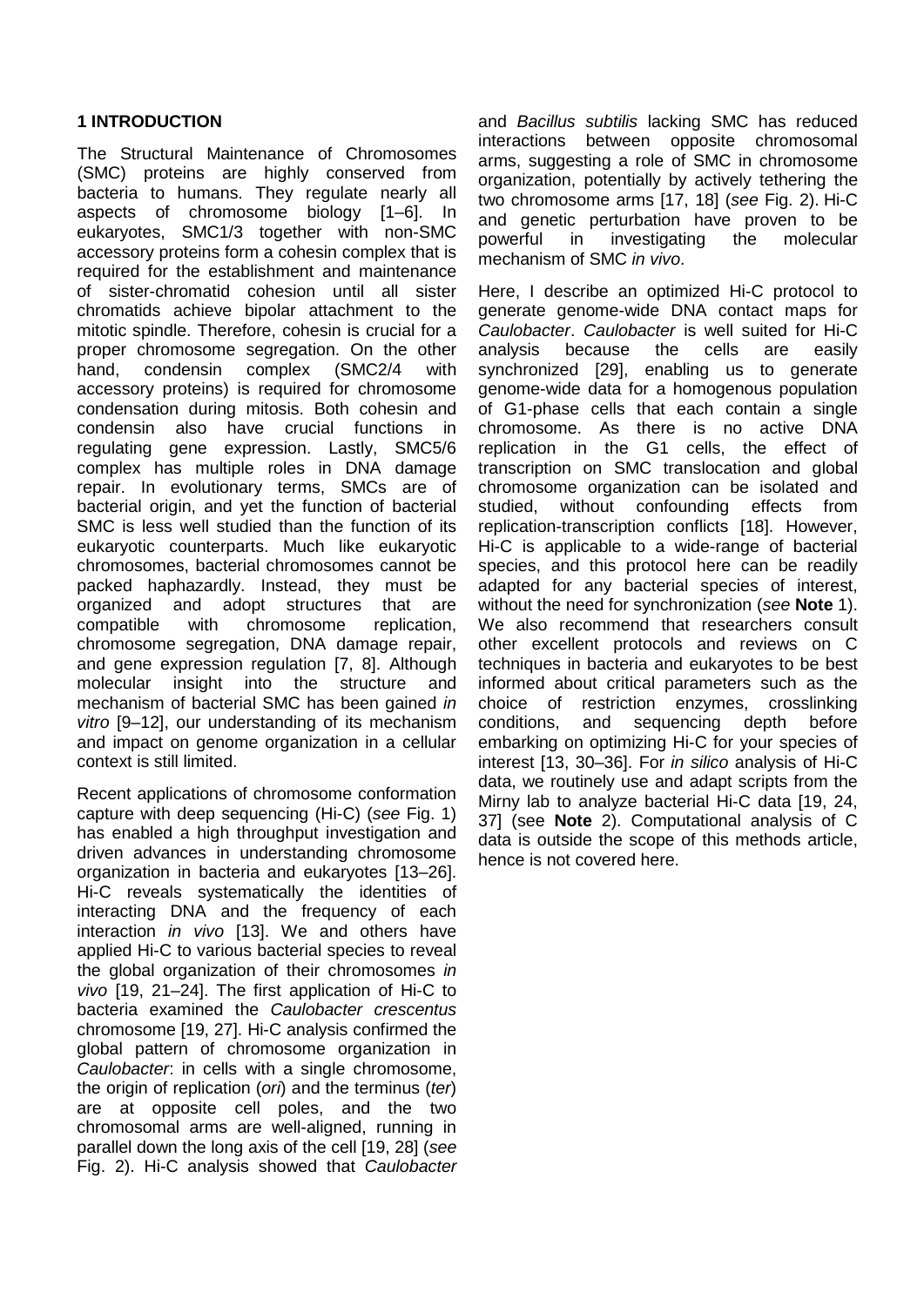## 1 INTRODUCTION

The Structural Maintenance of Chromosomes (SMC) proteins are highly conserved from bacteria to humans. They regulate nearly all aspects of chromosome biology [1–6]. In eukaryotes, SMC1/3 together with non-SMC accessory proteins form a cohesin complex that is required for the establishment and maintenance of sister-chromatid cohesion until all sister chromatids achieve bipolar attachment to the mitotic spindle. Therefore, cohesin is crucial for a proper chromosome segregation. On the other hand, condensin complex (SMC2/4 with accessory proteins) is required for chromosome condensation during mitosis. Both cohesin and condensin also have crucial functions in regulating gene expression. Lastly, SMC5/6 complex has multiple roles in DNA damage repair. In evolutionary terms, SMCs are of bacterial origin, and yet the function of bacterial SMC is less well studied than the function of its eukaryotic counterparts. Much like eukaryotic chromosomes, bacterial chromosomes cannot be packed haphazardly. Instead, they must be organized and adopt structures that are compatible with chromosome replication, chromosome segregation, DNA damage repair, and gene expression regulation [7, 8]. Although molecular insight into the structure and mechanism of bacterial SMC has been gained *in vitro* [9–12], our understanding of its mechanism and impact on genome organization in a cellular context is still limited.

Recent applications of chromosome conformation capture with deep sequencing (Hi-C) (*see* Fig. 1) has enabled a high throughput investigation and driven advances in understanding chromosome organization in bacteria and eukaryotes [13–26]. Hi-C reveals systematically the identities of interacting DNA and the frequency of each interaction *in vivo* [13]. We and others have applied Hi-C to various bacterial species to reveal the global organization of their chromosomes *in vivo* [19, 21–24]. The first application of Hi-C to bacteria examined the *Caulobacter crescentus* chromosome [19, 27]. Hi-C analysis confirmed the global pattern of chromosome organization in *Caulobacter*: in cells with a single chromosome, the origin of replication (*ori*) and the terminus (*ter*) are at opposite cell poles, and the two chromosomal arms are well-aligned, running in parallel down the long axis of the cell [19, 28] (*see* Fig. 2). Hi-C analysis showed that *Caulobacter* and *Bacillus subtilis* lacking SMC has reduced interactions between opposite chromosomal arms, suggesting a role of SMC in chromosome organization, potentially by actively tethering the two chromosome arms [17, 18] (*see* Fig. 2). Hi-C and genetic perturbation have proven to be powerful in investigating the molecular mechanism of SMC *in vivo*.

Here, I describe an optimized Hi-C protocol to generate genome-wide DNA contact maps for *Caulobacter*. *Caulobacter* is well suited for Hi-C analysis because the cells are easily synchronized [29], enabling us to generate genome-wide data for a homogenous population of G1-phase cells that each contain a single chromosome. As there is no active DNA replication in the G1 cells, the effect of transcription on SMC translocation and global chromosome organization can be isolated and studied, without confounding effects from replication-transcription conflicts [18]. However, Hi-C is applicable to a wide-range of bacterial species, and this protocol here can be readily adapted for any bacterial species of interest, without the need for synchronization (*see* **Note** 1). We also recommend that researchers consult other excellent protocols and reviews on C techniques in bacteria and eukaryotes to be best informed about critical parameters such as the choice of restriction enzymes, crosslinking conditions, and sequencing depth before embarking on optimizing Hi-C for your species of interest [13, 30–36]. For *in silico* analysis of Hi-C data, we routinely use and adapt scripts from the Mirny lab to analyze bacterial Hi-C data [19, 24, 37] (see **Note** 2). Computational analysis of C data is outside the scope of this methods article, hence is not covered here.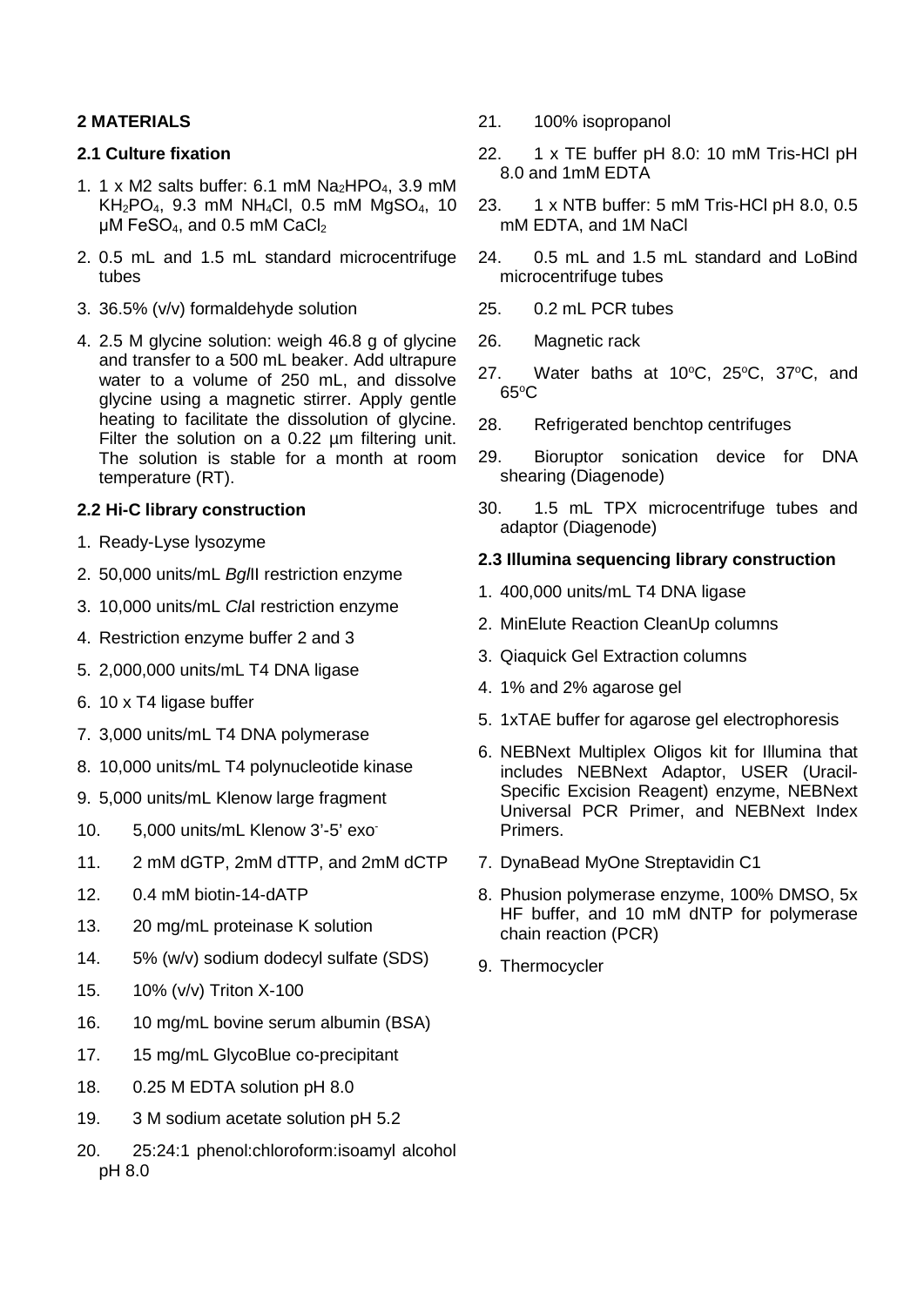## 2 MATERIALS

### 2.1 Culture fixation

1. 1 x M2 salts buffer: 6.1 mM $Na_2HPO_4$, 3.9 mM $KH_2PO_4$, 9.3 mM $NH_4Cl$, 0.5 mM $MgSO_4$, 10 μM $FeSO_4$, and 0.5 mM $CaCl_2$
2. 0.5 mL and 1.5 mL standard microcentrifuge tubes
3. 36.5% (v/v) formaldehyde solution
4. 2.5 M glycine solution: weigh 46.8 g of glycine and transfer to a 500 mL beaker. Add ultrapure water to a volume of 250 mL, and dissolve glycine using a magnetic stirrer. Apply gentle heating to facilitate the dissolution of glycine. Filter the solution on a 0.22 µm filtering unit. The solution is stable for a month at room temperature (RT).

### 2.2 Hi-C library construction

1. Ready-Lyse lysozyme
2. 50,000 units/mL *Bgl*II restriction enzyme
3. 10,000 units/mL *Cla*I restriction enzyme
4. Restriction enzyme buffer 2 and 3
5. 2,000,000 units/mL T4 DNA ligase
6. 10 x T4 ligase buffer
7. 3,000 units/mL T4 DNA polymerase
8. 10,000 units/mL T4 polynucleotide kinase
9. 5,000 units/mL Klenow large fragment
10. 5,000 units/mL Klenow 3'-5' $exo^-$
11. 2 mM dGTP, 2mM dTTP, and 2mM dCTP
12. 0.4 mM biotin-14-dATP
13. 20 mg/mL proteinase K solution
14. 5% (w/v) sodium dodecyl sulfate (SDS)
15. 10% (v/v) Triton X-100
16. 10 mg/mL bovine serum albumin (BSA)
17. 15 mg/mL GlycoBlue co-precipitant
18. 0.25 M EDTA solution pH 8.0
19. 3 M sodium acetate solution pH 5.2
20. 25:24:1 phenol:chloroform:isoamyl alcohol pH 8.0
21. 100% isopropanol
22. 1 x TE buffer pH 8.0: 10 mM Tris-HCl pH 8.0 and 1mM EDTA
23. 1 x NTB buffer: 5 mM Tris-HCl pH 8.0, 0.5 mM EDTA, and 1M NaCl
24. 0.5 mL and 1.5 mL standard and LoBind microcentrifuge tubes
25. 0.2 mL PCR tubes
26. Magnetic rack
27. Water baths at 10°C, 25°C, 37°C, and 65°C
28. Refrigerated benchtop centrifuges
29. Bioruptor sonication device for DNA shearing (Diagenode)
30. 1.5 mL TPX microcentrifuge tubes and adaptor (Diagenode)

### 2.3 Illumina sequencing library construction

1. 400,000 units/mL T4 DNA ligase
2. MinElute Reaction CleanUp columns
3. Qiaquick Gel Extraction columns
4. 1% and 2% agarose gel
5. 1xTAE buffer for agarose gel electrophoresis
6. NEBNext Multiplex Oligos kit for Illumina that includes NEBNext Adaptor, USER (Uracil-Specific Excision Reagent) enzyme, NEBNext Universal PCR Primer, and NEBNext Index Primers.
7. DynaBead MyOne Streptavidin C1
8. Phusion polymerase enzyme, 100% DMSO, 5x HF buffer, and 10 mM dNTP for polymerase chain reaction (PCR)
9. Thermocycler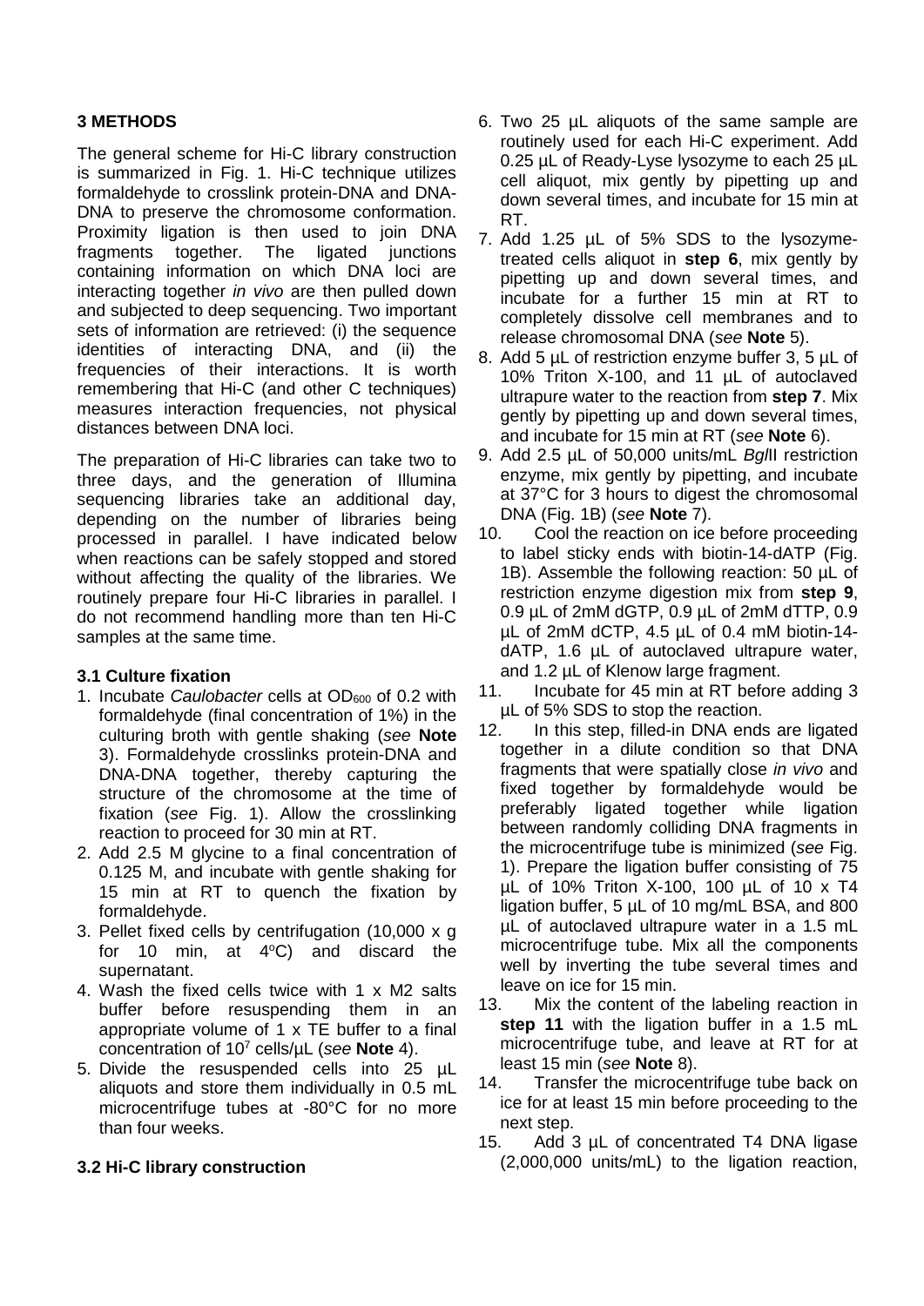## 3 METHODS

The general scheme for Hi-C library construction is summarized in Fig. 1. Hi-C technique utilizes formaldehyde to crosslink protein-DNA and DNA-DNA to preserve the chromosome conformation. Proximity ligation is then used to join DNA fragments together. The ligated junctions containing information on which DNA loci are interacting together *in vivo* are then pulled down and subjected to deep sequencing. Two important sets of information are retrieved: (i) the sequence identities of interacting DNA, and (ii) the frequencies of their interactions. It is worth remembering that Hi-C (and other C techniques) measures interaction frequencies, not physical distances between DNA loci.

The preparation of Hi-C libraries can take two to three days, and the generation of Illumina sequencing libraries take an additional day, depending on the number of libraries being processed in parallel. I have indicated below when reactions can be safely stopped and stored without affecting the quality of the libraries. We routinely prepare four Hi-C libraries in parallel. I do not recommend handling more than ten Hi-C samples at the same time.

### 3.1 Culture fixation

1. Incubate *Caulobacter* cells at $OD_{600}$ of 0.2 with formaldehyde (final concentration of 1%) in the culturing broth with gentle shaking (*see* **Note** 3). Formaldehyde crosslinks protein-DNA and DNA-DNA together, thereby capturing the structure of the chromosome at the time of fixation (*see* Fig. 1). Allow the crosslinking reaction to proceed for 30 min at RT.
2. Add 2.5 M glycine to a final concentration of 0.125 M, and incubate with gentle shaking for 15 min at RT to quench the fixation by formaldehyde.
3. Pellet fixed cells by centrifugation (10,000 x g for 10 min, at $4^{o}C$) and discard the supernatant.
4. Wash the fixed cells twice with 1 x M2 salts buffer before resuspending them in an appropriate volume of 1 x TE buffer to a final concentration of $10^7$ cells/µL (*see* **Note** 4).
5. Divide the resuspended cells into 25 µL aliquots and store them individually in 0.5 mL microcentrifuge tubes at -80°C for no more than four weeks.

### 3.2 Hi-C library construction

6. Two 25 µL aliquots of the same sample are routinely used for each Hi-C experiment. Add 0.25 µL of Ready-Lyse lysozyme to each 25 µL cell aliquot, mix gently by pipetting up and down several times, and incubate for 15 min at RT.
7. Add 1.25 µL of 5% SDS to the lysozyme-treated cells aliquot in **step 6**, mix gently by pipetting up and down several times, and incubate for a further 15 min at RT to completely dissolve cell membranes and to release chromosomal DNA (*see* **Note** 5).
8. Add 5 µL of restriction enzyme buffer 3, 5 µL of 10% Triton X-100, and 11 µL of autoclaved ultrapure water to the reaction from **step 7**. Mix gently by pipetting up and down several times, and incubate for 15 min at RT (*see* **Note** 6).
9. Add 2.5 µL of 50,000 units/mL *Bgl*II restriction enzyme, mix gently by pipetting, and incubate at 37°C for 3 hours to digest the chromosomal DNA (Fig. 1B) (*see* **Note** 7).
10. Cool the reaction on ice before proceeding to label sticky ends with biotin-14-dATP (Fig. 1B). Assemble the following reaction: 50 µL of restriction enzyme digestion mix from **step 9**, 0.9 µL of 2mM dGTP, 0.9 µL of 2mM dTTP, 0.9 µL of 2mM dCTP, 4.5 µL of 0.4 mM biotin-14-dATP, 1.6 µL of autoclaved ultrapure water, and 1.2 µL of Klenow large fragment.
11. Incubate for 45 min at RT before adding 3 µL of 5% SDS to stop the reaction.
12. In this step, filled-in DNA ends are ligated together in a dilute condition so that DNA fragments that were spatially close *in vivo* and fixed together by formaldehyde would be preferably ligated together while ligation between randomly colliding DNA fragments in the microcentrifuge tube is minimized (*see* Fig. 1). Prepare the ligation buffer consisting of 75 µL of 10% Triton X-100, 100 µL of 10 x T4 ligation buffer, 5 µL of 10 mg/mL BSA, and 800 µL of autoclaved ultrapure water in a 1.5 mL microcentrifuge tube. Mix all the components well by inverting the tube several times and leave on ice for 15 min.
13. Mix the content of the labeling reaction in **step 11** with the ligation buffer in a 1.5 mL microcentrifuge tube, and leave at RT for at least 15 min (*see* **Note** 8).
14. Transfer the microcentrifuge tube back on ice for at least 15 min before proceeding to the next step.
15. Add 3 µL of concentrated T4 DNA ligase (2,000,000 units/mL) to the ligation reaction,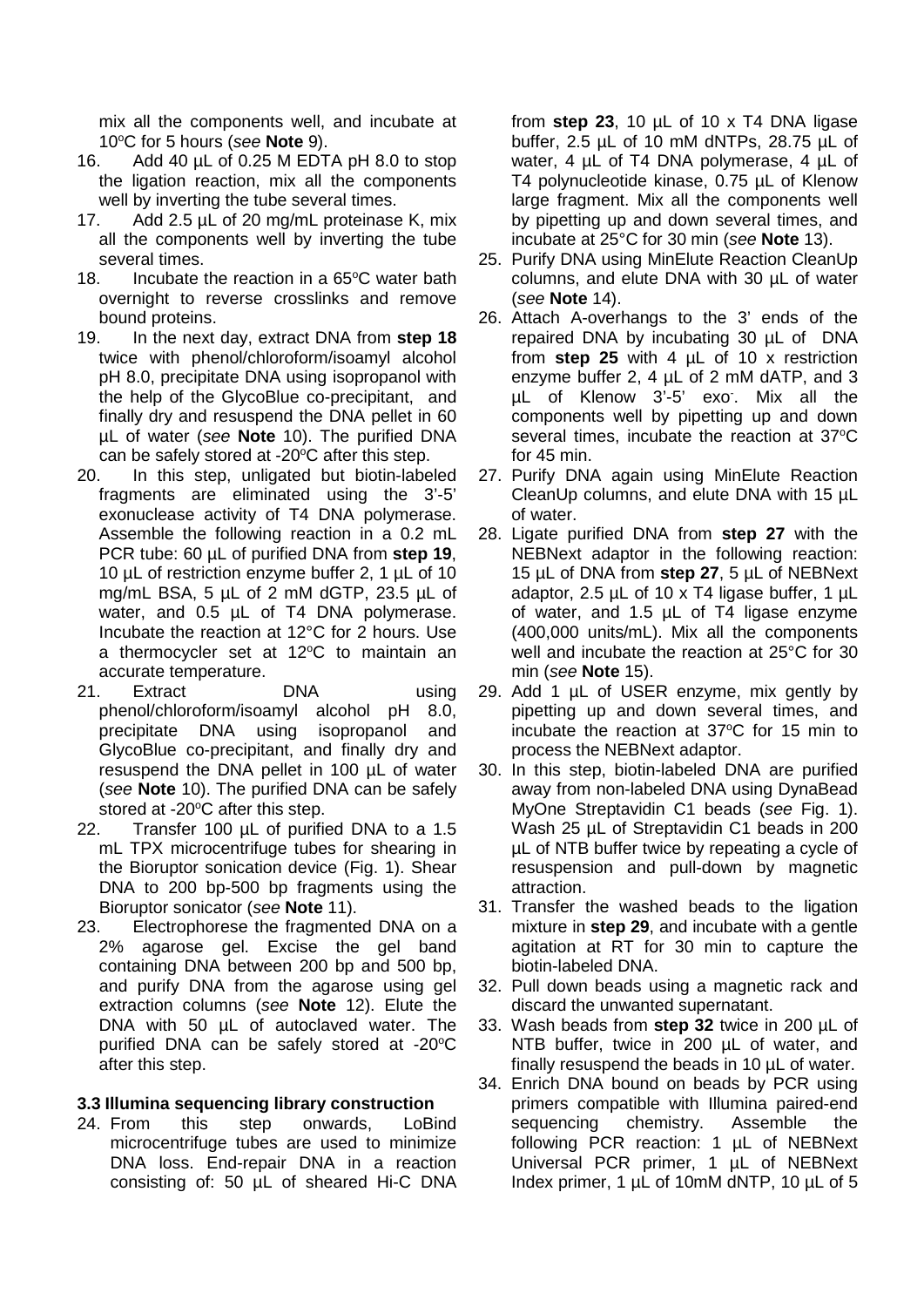mix all the components well, and incubate at 10°C for 5 hours (*see* **Note** 9).

16. Add 40 µL of 0.25 M EDTA pH 8.0 to stop the ligation reaction, mix all the components well by inverting the tube several times.
17. Add 2.5 µL of 20 mg/mL proteinase K, mix all the components well by inverting the tube several times.
18. Incubate the reaction in a 65°C water bath overnight to reverse crosslinks and remove bound proteins.
19. In the next day, extract DNA from **step 18** twice with phenol/chloroform/isoamyl alcohol pH 8.0, precipitate DNA using isopropanol with the help of the GlycoBlue co-precipitant, and finally dry and resuspend the DNA pellet in 60 µL of water (*see* **Note** 10). The purified DNA can be safely stored at -20°C after this step.
20. In this step, unligated but biotin-labeled fragments are eliminated using the 3'-5' exonuclease activity of T4 DNA polymerase. Assemble the following reaction in a 0.2 mL PCR tube: 60 µL of purified DNA from **step 19**, 10 µL of restriction enzyme buffer 2, 1 µL of 10 mg/mL BSA, 5 µL of 2 mM dGTP, 23.5 µL of water, and 0.5 µL of T4 DNA polymerase. Incubate the reaction at 12°C for 2 hours. Use a thermocycler set at 12°C to maintain an accurate temperature.
21. Extract DNA using phenol/chloroform/isoamyl alcohol pH 8.0, precipitate DNA using isopropanol and GlycoBlue co-precipitant, and finally dry and resuspend the DNA pellet in 100 µL of water (*see* **Note** 10). The purified DNA can be safely stored at -20°C after this step.
22. Transfer 100 µL of purified DNA to a 1.5 mL TPX microcentrifuge tubes for shearing in the Bioruptor sonication device (Fig. 1). Shear DNA to 200 bp-500 bp fragments using the Bioruptor sonicator (*see* **Note** 11).
23. Electrophorese the fragmented DNA on a 2% agarose gel. Excise the gel band containing DNA between 200 bp and 500 bp, and purify DNA from the agarose using gel extraction columns (*see* **Note** 12). Elute the DNA with 50 µL of autoclaved water. The purified DNA can be safely stored at -20°C after this step.

### 3.3 Illumina sequencing library construction

24. From this step onwards, LoBind microcentrifuge tubes are used to minimize DNA loss. End-repair DNA in a reaction consisting of: 50 µL of sheared Hi-C DNA from **step 23**, 10 µL of 10 x T4 DNA ligase buffer, 2.5 µL of 10 mM dNTPs, 28.75 µL of water, 4 µL of T4 DNA polymerase, 4 µL of T4 polynucleotide kinase, 0.75 µL of Klenow large fragment. Mix all the components well by pipetting up and down several times, and incubate at 25°C for 30 min (*see* **Note** 13).
25. Purify DNA using MinElute Reaction CleanUp columns, and elute DNA with 30 µL of water (*see* **Note** 14).
26. Attach A-overhangs to the 3' ends of the repaired DNA by incubating 30 µL of DNA from **step 25** with 4 µL of 10 x restriction enzyme buffer 2, 4 µL of 2 mM dATP, and 3 µL of Klenow 3'-5' exo$^{-}$. Mix all the components well by pipetting up and down several times, incubate the reaction at 37°C for 45 min.
27. Purify DNA again using MinElute Reaction CleanUp columns, and elute DNA with 15 µL of water.
28. Ligate purified DNA from **step 27** with the NEBNext adaptor in the following reaction: 15 µL of DNA from **step 27**, 5 µL of NEBNext adaptor, 2.5 µL of 10 x T4 ligase buffer, 1 µL of water, and 1.5 µL of T4 ligase enzyme (400,000 units/mL). Mix all the components well and incubate the reaction at 25°C for 30 min (*see* **Note** 15).
29. Add 1 µL of USER enzyme, mix gently by pipetting up and down several times, and incubate the reaction at 37°C for 15 min to process the NEBNext adaptor.
30. In this step, biotin-labeled DNA are purified away from non-labeled DNA using DynaBead MyOne Streptavidin C1 beads (*see* Fig. 1). Wash 25 µL of Streptavidin C1 beads in 200 µL of NTB buffer twice by repeating a cycle of resuspension and pull-down by magnetic attraction.
31. Transfer the washed beads to the ligation mixture in **step 29**, and incubate with a gentle agitation at RT for 30 min to capture the biotin-labeled DNA.
32. Pull down beads using a magnetic rack and discard the unwanted supernatant.
33. Wash beads from **step 32** twice in 200 µL of NTB buffer, twice in 200 µL of water, and finally resuspend the beads in 10 µL of water.
34. Enrich DNA bound on beads by PCR using primers compatible with Illumina paired-end sequencing chemistry. Assemble the following PCR reaction: 1 µL of NEBNext Universal PCR primer, 1 µL of NEBNext Index primer, 1 µL of 10mM dNTP, 10 µL of 5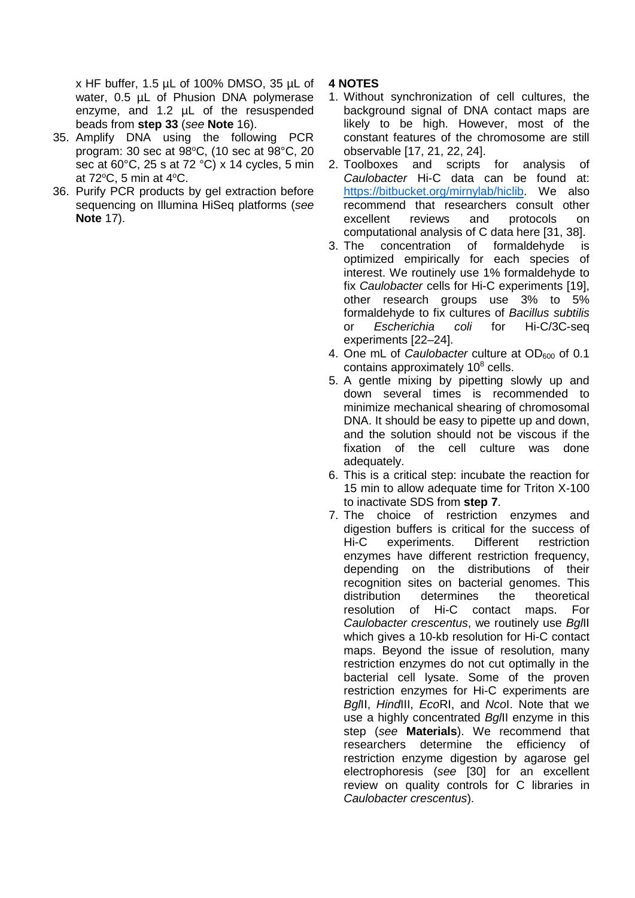x HF buffer, 1.5 µL of 100% DMSO, 35 µL of water, 0.5 µL of Phusion DNA polymerase enzyme, and 1.2 µL of the resuspended beads from **step 33** (*see* **Note** 16).

35. Amplify DNA using the following PCR program: 30 sec at 98°C, (10 sec at 98°C, 20 sec at 60°C, 25 s at 72 °C) x 14 cycles, 5 min at 72°C, 5 min at 4°C.
36. Purify PCR products by gel extraction before sequencing on Illumina HiSeq platforms (*see* **Note** 17).

## 4 NOTES

1. Without synchronization of cell cultures, the background signal of DNA contact maps are likely to be high. However, most of the constant features of the chromosome are still observable [17, 21, 22, 24].
2. Toolboxes and scripts for analysis of *Caulobacter* Hi-C data can be found at: https://bitbucket.org/mirnylab/hiclib. We also recommend that researchers consult other excellent reviews and protocols on computational analysis of C data here [31, 38].
3. The concentration of formaldehyde is optimized empirically for each species of interest. We routinely use 1% formaldehyde to fix *Caulobacter* cells for Hi-C experiments [19], other research groups use 3% to 5% formaldehyde to fix cultures of *Bacillus subtilis* or *Escherichia coli* for Hi-C/3C-seq experiments [22–24].
4. One mL of *Caulobacter* culture at $OD_{600}$ of 0.1 contains approximately $10^8$ cells.
5. A gentle mixing by pipetting slowly up and down several times is recommended to minimize mechanical shearing of chromosomal DNA. It should be easy to pipette up and down, and the solution should not be viscous if the fixation of the cell culture was done adequately.
6. This is a critical step: incubate the reaction for 15 min to allow adequate time for Triton X-100 to inactivate SDS from **step 7**.
7. The choice of restriction enzymes and digestion buffers is critical for the success of Hi-C experiments. Different restriction enzymes have different restriction frequency, depending on the distributions of their recognition sites on bacterial genomes. This distribution determines the theoretical resolution of Hi-C contact maps. For *Caulobacter crescentus*, we routinely use *Bgl*II which gives a 10-kb resolution for Hi-C contact maps. Beyond the issue of resolution, many restriction enzymes do not cut optimally in the bacterial cell lysate. Some of the proven restriction enzymes for Hi-C experiments are *Bgl*II, *Hind*III, *Eco*RI, and *Nco*I. Note that we use a highly concentrated *Bgl*II enzyme in this step (*see* **Materials**). We recommend that researchers determine the efficiency of restriction enzyme digestion by agarose gel electrophoresis (*see* [30] for an excellent review on quality controls for C libraries in *Caulobacter crescentus*).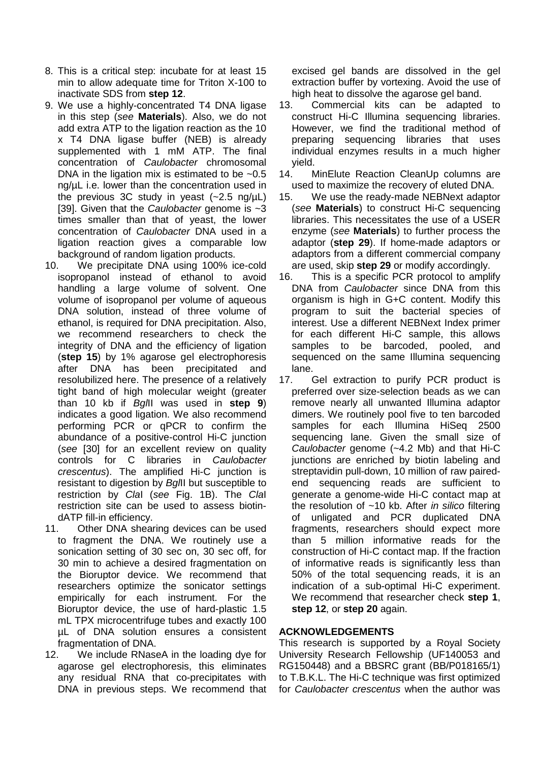8. This is a critical step: incubate for at least 15 min to allow adequate time for Triton X-100 to inactivate SDS from **step 12**.
9. We use a highly-concentrated T4 DNA ligase in this step (*see* **Materials**). Also, we do not add extra ATP to the ligation reaction as the 10 x T4 DNA ligase buffer (NEB) is already supplemented with 1 mM ATP. The final concentration of *Caulobacter* chromosomal DNA in the ligation mix is estimated to be ~0.5 ng/µL i.e. lower than the concentration used in the previous 3C study in yeast (~2.5 ng/µL) [39]. Given that the *Caulobacter* genome is ~3 times smaller than that of yeast, the lower concentration of *Caulobacter* DNA used in a ligation reaction gives a comparable low background of random ligation products.
10. We precipitate DNA using 100% ice-cold isopropanol instead of ethanol to avoid handling a large volume of solvent. One volume of isopropanol per volume of aqueous DNA solution, instead of three volume of ethanol, is required for DNA precipitation. Also, we recommend researchers to check the integrity of DNA and the efficiency of ligation (**step 15**) by 1% agarose gel electrophoresis after DNA has been precipitated and resolubilized here. The presence of a relatively tight band of high molecular weight (greater than 10 kb if *Bgl*II was used in **step 9**) indicates a good ligation. We also recommend performing PCR or qPCR to confirm the abundance of a positive-control Hi-C junction (*see* [30] for an excellent review on quality controls for C libraries in *Caulobacter crescentus*). The amplified Hi-C junction is resistant to digestion by *Bgl*II but susceptible to restriction by *Cla*I (*see* Fig. 1B). The *Cla*I restriction site can be used to assess biotin-dATP fill-in efficiency.
11. Other DNA shearing devices can be used to fragment the DNA. We routinely use a sonication setting of 30 sec on, 30 sec off, for 30 min to achieve a desired fragmentation on the Bioruptor device. We recommend that researchers optimize the sonicator settings empirically for each instrument. For the Bioruptor device, the use of hard-plastic 1.5 mL TPX microcentrifuge tubes and exactly 100 µL of DNA solution ensures a consistent fragmentation of DNA.
12. We include RNaseA in the loading dye for agarose gel electrophoresis, this eliminates any residual RNA that co-precipitates with DNA in previous steps. We recommend that excised gel bands are dissolved in the gel extraction buffer by vortexing. Avoid the use of high heat to dissolve the agarose gel band.
13. Commercial kits can be adapted to construct Hi-C Illumina sequencing libraries. However, we find the traditional method of preparing sequencing libraries that uses individual enzymes results in a much higher yield.
14. MinElute Reaction CleanUp columns are used to maximize the recovery of eluted DNA.
15. We use the ready-made NEBNext adaptor (*see* **Materials**) to construct Hi-C sequencing libraries. This necessitates the use of a USER enzyme (*see* **Materials**) to further process the adaptor (**step 29**). If home-made adaptors or adaptors from a different commercial company are used, skip **step 29** or modify accordingly.
16. This is a specific PCR protocol to amplify DNA from *Caulobacter* since DNA from this organism is high in G+C content. Modify this program to suit the bacterial species of interest. Use a different NEBNext Index primer for each different Hi-C sample, this allows samples to be barcoded, pooled, and sequenced on the same Illumina sequencing lane.
17. Gel extraction to purify PCR product is preferred over size-selection beads as we can remove nearly all unwanted Illumina adaptor dimers. We routinely pool five to ten barcoded samples for each Illumina HiSeq 2500 sequencing lane. Given the small size of *Caulobacter* genome (~4.2 Mb) and that Hi-C junctions are enriched by biotin labeling and streptavidin pull-down, 10 million of raw paired-end sequencing reads are sufficient to generate a genome-wide Hi-C contact map at the resolution of ~10 kb. After *in silico* filtering of unligated and PCR duplicated DNA fragments, researchers should expect more than 5 million informative reads for the construction of Hi-C contact map. If the fraction of informative reads is significantly less than 50% of the total sequencing reads, it is an indication of a sub-optimal Hi-C experiment. We recommend that researcher check **step 1**, **step 12**, or **step 20** again.

## ACKNOWLEDGEMENTS

This research is supported by a Royal Society University Research Fellowship (UF140053 and RG150448) and a BBSRC grant (BB/P018165/1) to T.B.K.L. The Hi-C technique was first optimized for *Caulobacter crescentus* when the author was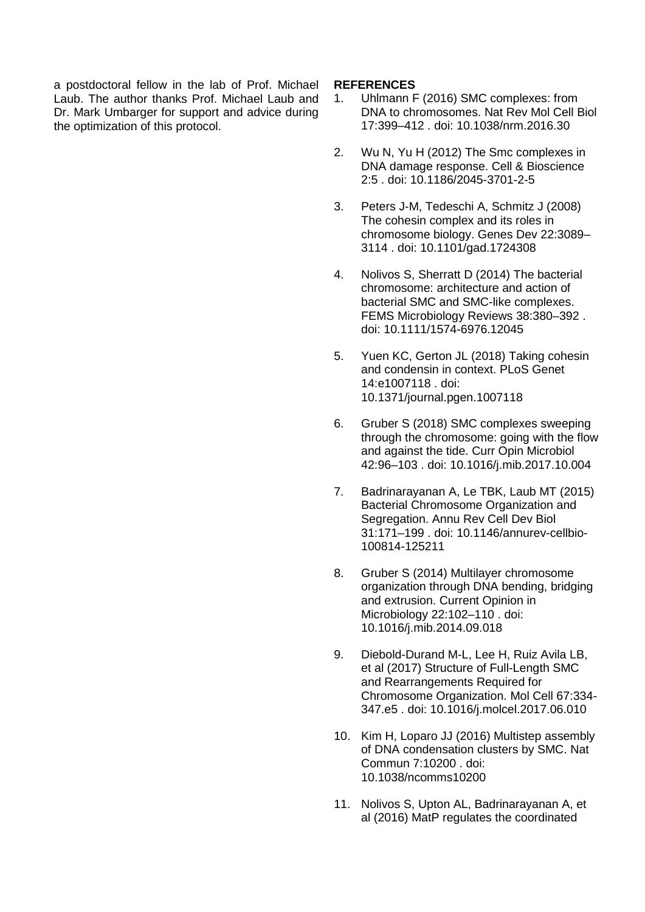a postdoctoral fellow in the lab of Prof. Michael Laub. The author thanks Prof. Michael Laub and Dr. Mark Umbarger for support and advice during the optimization of this protocol.

**REFERENCES**

1. Uhlmann F (2016) SMC complexes: from DNA to chromosomes. Nat Rev Mol Cell Biol 17:399–412 . doi: 10.1038/nrm.2016.30

2. Wu N, Yu H (2012) The Smc complexes in DNA damage response. Cell & Bioscience 2:5 . doi: 10.1186/2045-3701-2-5

3. Peters J-M, Tedeschi A, Schmitz J (2008) The cohesin complex and its roles in chromosome biology. Genes Dev 22:3089–3114 . doi: 10.1101/gad.1724308

4. Nolivos S, Sherratt D (2014) The bacterial chromosome: architecture and action of bacterial SMC and SMC-like complexes. FEMS Microbiology Reviews 38:380–392 . doi: 10.1111/1574-6976.12045

5. Yuen KC, Gerton JL (2018) Taking cohesin and condensin in context. PLoS Genet 14:e1007118 . doi: 10.1371/journal.pgen.1007118

6. Gruber S (2018) SMC complexes sweeping through the chromosome: going with the flow and against the tide. Curr Opin Microbiol 42:96–103 . doi: 10.1016/j.mib.2017.10.004

7. Badrinarayanan A, Le TBK, Laub MT (2015) Bacterial Chromosome Organization and Segregation. Annu Rev Cell Dev Biol 31:171–199 . doi: 10.1146/annurev-cellbio-100814-125211

8. Gruber S (2014) Multilayer chromosome organization through DNA bending, bridging and extrusion. Current Opinion in Microbiology 22:102–110 . doi: 10.1016/j.mib.2014.09.018

9. Diebold-Durand M-L, Lee H, Ruiz Avila LB, et al (2017) Structure of Full-Length SMC and Rearrangements Required for Chromosome Organization. Mol Cell 67:334-347.e5 . doi: 10.1016/j.molcel.2017.06.010

10. Kim H, Loparo JJ (2016) Multistep assembly of DNA condensation clusters by SMC. Nat Commun 7:10200 . doi: 10.1038/ncomms10200

11. Nolivos S, Upton AL, Badrinarayanan A, et al (2016) MatP regulates the coordinated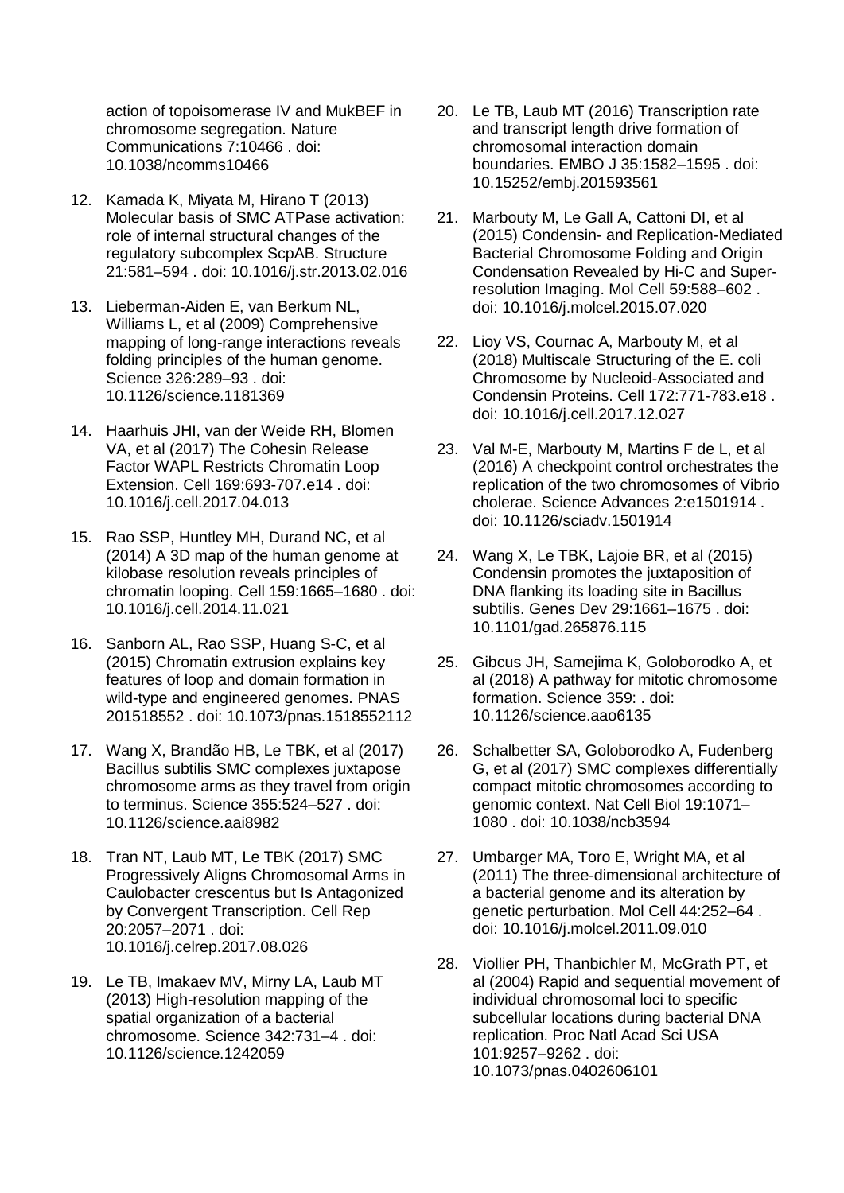action of topoisomerase IV and MukBEF in chromosome segregation. Nature Communications 7:10466 . doi: 10.1038/ncomms10466

12. Kamada K, Miyata M, Hirano T (2013) Molecular basis of SMC ATPase activation: role of internal structural changes of the regulatory subcomplex ScpAB. Structure 21:581–594 . doi: 10.1016/j.str.2013.02.016

13. Lieberman-Aiden E, van Berkum NL, Williams L, et al (2009) Comprehensive mapping of long-range interactions reveals folding principles of the human genome. Science 326:289–93 . doi: 10.1126/science.1181369

14. Haarhuis JHI, van der Weide RH, Blomen VA, et al (2017) The Cohesin Release Factor WAPL Restricts Chromatin Loop Extension. Cell 169:693-707.e14 . doi: 10.1016/j.cell.2017.04.013

15. Rao SSP, Huntley MH, Durand NC, et al (2014) A 3D map of the human genome at kilobase resolution reveals principles of chromatin looping. Cell 159:1665–1680 . doi: 10.1016/j.cell.2014.11.021

16. Sanborn AL, Rao SSP, Huang S-C, et al (2015) Chromatin extrusion explains key features of loop and domain formation in wild-type and engineered genomes. PNAS 201518552 . doi: 10.1073/pnas.1518552112

17. Wang X, Brandão HB, Le TBK, et al (2017) Bacillus subtilis SMC complexes juxtapose chromosome arms as they travel from origin to terminus. Science 355:524–527 . doi: 10.1126/science.aai8982

18. Tran NT, Laub MT, Le TBK (2017) SMC Progressively Aligns Chromosomal Arms in Caulobacter crescentus but Is Antagonized by Convergent Transcription. Cell Rep 20:2057–2071 . doi: 10.1016/j.celrep.2017.08.026

19. Le TB, Imakaev MV, Mirny LA, Laub MT (2013) High-resolution mapping of the spatial organization of a bacterial chromosome. Science 342:731–4 . doi: 10.1126/science.1242059

20. Le TB, Laub MT (2016) Transcription rate and transcript length drive formation of chromosomal interaction domain boundaries. EMBO J 35:1582–1595 . doi: 10.15252/embj.201593561

21. Marbouty M, Le Gall A, Cattoni DI, et al (2015) Condensin- and Replication-Mediated Bacterial Chromosome Folding and Origin Condensation Revealed by Hi-C and Super-resolution Imaging. Mol Cell 59:588–602 . doi: 10.1016/j.molcel.2015.07.020

22. Lioy VS, Cournac A, Marbouty M, et al (2018) Multiscale Structuring of the E. coli Chromosome by Nucleoid-Associated and Condensin Proteins. Cell 172:771-783.e18 . doi: 10.1016/j.cell.2017.12.027

23. Val M-E, Marbouty M, Martins F de L, et al (2016) A checkpoint control orchestrates the replication of the two chromosomes of Vibrio cholerae. Science Advances 2:e1501914 . doi: 10.1126/sciadv.1501914

24. Wang X, Le TBK, Lajoie BR, et al (2015) Condensin promotes the juxtaposition of DNA flanking its loading site in Bacillus subtilis. Genes Dev 29:1661–1675 . doi: 10.1101/gad.265876.115

25. Gibcus JH, Samejima K, Goloborodko A, et al (2018) A pathway for mitotic chromosome formation. Science 359: . doi: 10.1126/science.aao6135

26. Schalbetter SA, Goloborodko A, Fudenberg G, et al (2017) SMC complexes differentially compact mitotic chromosomes according to genomic context. Nat Cell Biol 19:1071–1080 . doi: 10.1038/ncb3594

27. Umbarger MA, Toro E, Wright MA, et al (2011) The three-dimensional architecture of a bacterial genome and its alteration by genetic perturbation. Mol Cell 44:252–64 . doi: 10.1016/j.molcel.2011.09.010

28. Viollier PH, Thanbichler M, McGrath PT, et al (2004) Rapid and sequential movement of individual chromosomal loci to specific subcellular locations during bacterial DNA replication. Proc Natl Acad Sci USA 101:9257–9262 . doi: 10.1073/pnas.0402606101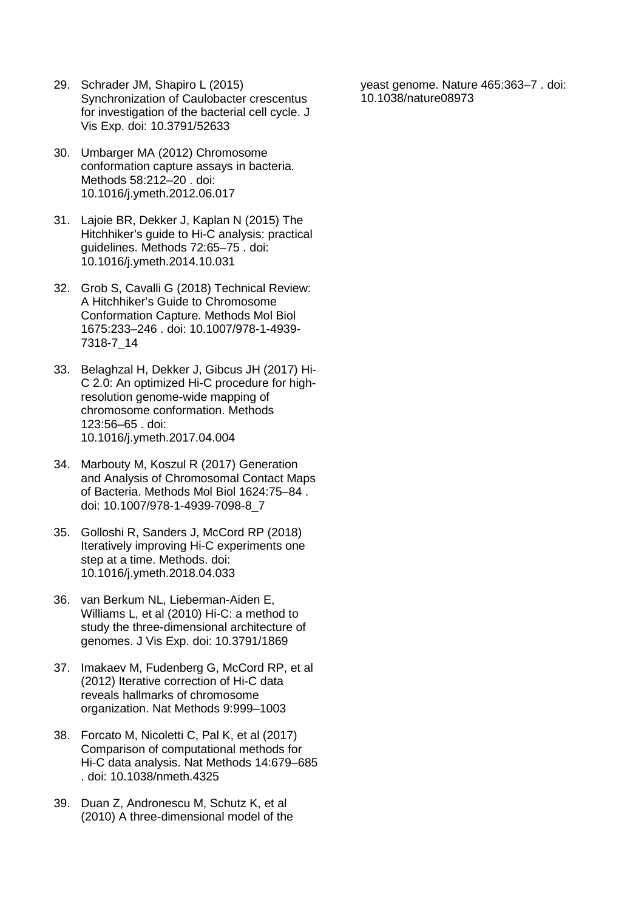29. Schrader JM, Shapiro L (2015) Synchronization of Caulobacter crescentus for investigation of the bacterial cell cycle. J Vis Exp. doi: 10.3791/52633

30. Umbarger MA (2012) Chromosome conformation capture assays in bacteria. Methods 58:212–20 . doi: 10.1016/j.ymeth.2012.06.017

31. Lajoie BR, Dekker J, Kaplan N (2015) The Hitchhiker's guide to Hi-C analysis: practical guidelines. Methods 72:65–75 . doi: 10.1016/j.ymeth.2014.10.031

32. Grob S, Cavalli G (2018) Technical Review: A Hitchhiker's Guide to Chromosome Conformation Capture. Methods Mol Biol 1675:233–246 . doi: 10.1007/978-1-4939-7318-7_14

33. Belaghzal H, Dekker J, Gibcus JH (2017) Hi-C 2.0: An optimized Hi-C procedure for high-resolution genome-wide mapping of chromosome conformation. Methods 123:56–65 . doi: 10.1016/j.ymeth.2017.04.004

34. Marbouty M, Koszul R (2017) Generation and Analysis of Chromosomal Contact Maps of Bacteria. Methods Mol Biol 1624:75–84 . doi: 10.1007/978-1-4939-7098-8_7

35. Golloshi R, Sanders J, McCord RP (2018) Iteratively improving Hi-C experiments one step at a time. Methods. doi: 10.1016/j.ymeth.2018.04.033

36. van Berkum NL, Lieberman-Aiden E, Williams L, et al (2010) Hi-C: a method to study the three-dimensional architecture of genomes. J Vis Exp. doi: 10.3791/1869

37. Imakaev M, Fudenberg G, McCord RP, et al (2012) Iterative correction of Hi-C data reveals hallmarks of chromosome organization. Nat Methods 9:999–1003

38. Forcato M, Nicoletti C, Pal K, et al (2017) Comparison of computational methods for Hi-C data analysis. Nat Methods 14:679–685 . doi: 10.1038/nmeth.4325

39. Duan Z, Andronescu M, Schutz K, et al (2010) A three-dimensional model of the yeast genome. Nature 465:363–7 . doi: 10.1038/nature08973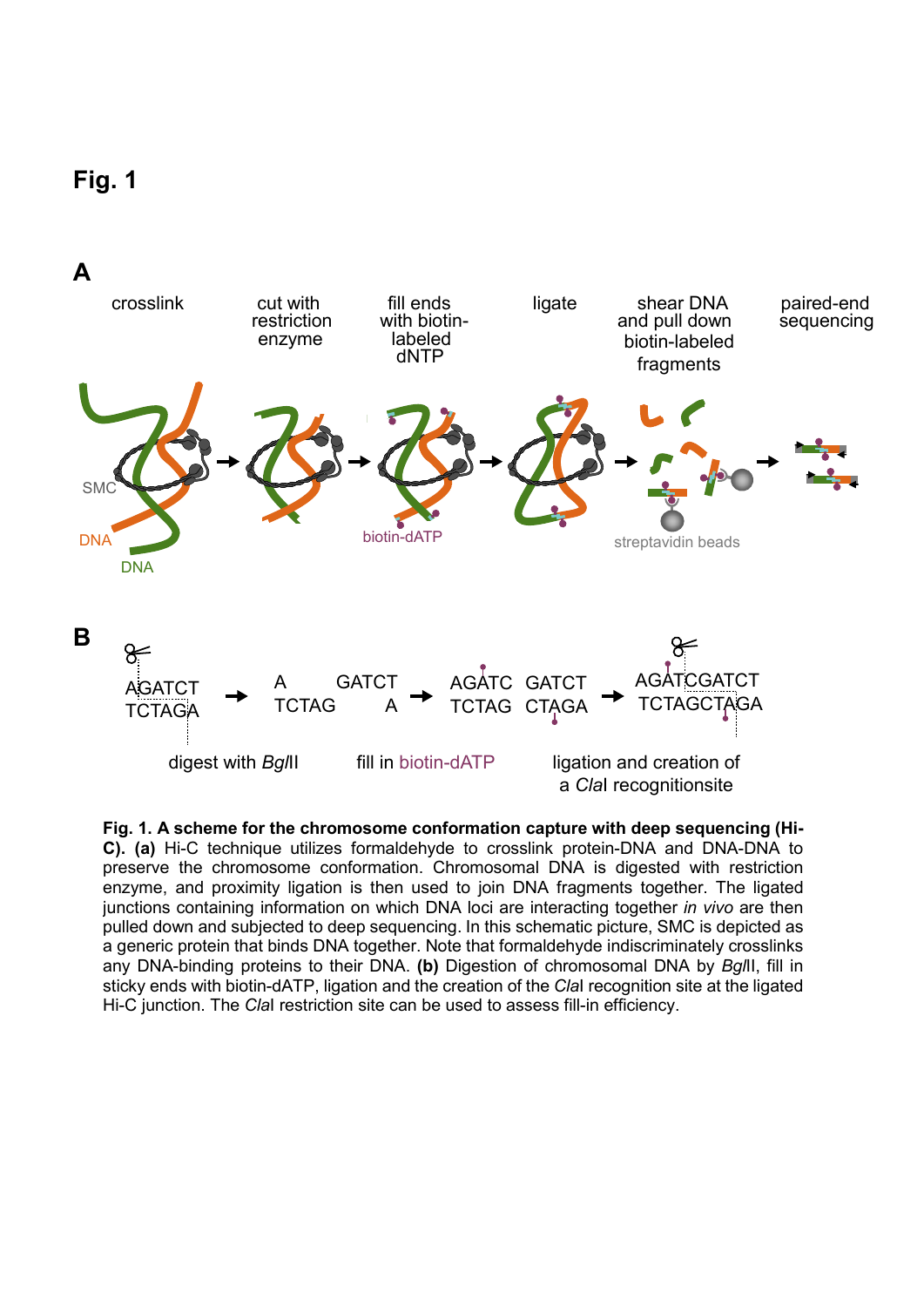**Fig. 1**

**Fig. 1. A scheme for the chromosome conformation capture with deep sequencing (Hi-C). (a)** Hi-C technique utilizes formaldehyde to crosslink protein-DNA and DNA-DNA to preserve the chromosome conformation. Chromosomal DNA is digested with restriction enzyme, and proximity ligation is then used to join DNA fragments together. The ligated junctions containing information on which DNA loci are interacting together *in vivo* are then pulled down and subjected to deep sequencing. In this schematic picture, SMC is depicted as a generic protein that binds DNA together. Note that formaldehyde indiscriminately crosslinks any DNA-binding proteins to their DNA. **(b)** Digestion of chromosomal DNA by *Bgl*II, fill in sticky ends with biotin-dATP, ligation and the creation of the *Cla*I recognition site at the ligated Hi-C junction. The *Cla*I restriction site can be used to assess fill-in efficiency.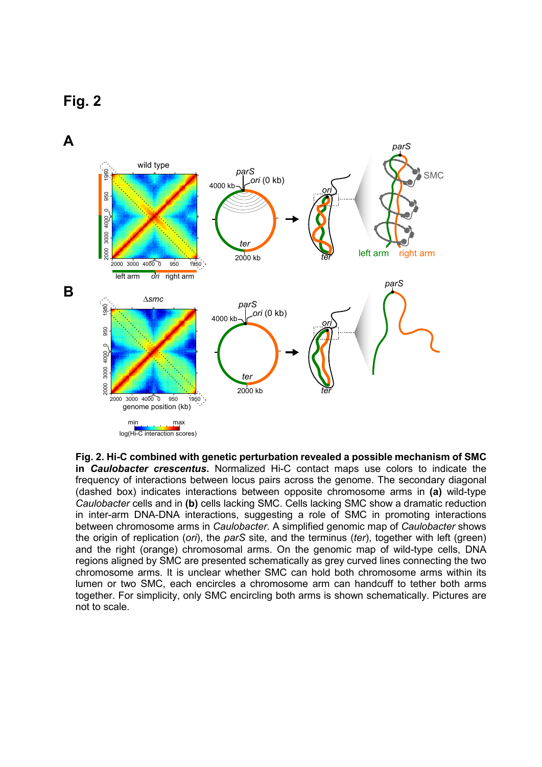# Fig. 2

A

wild type

parS
ori (0 kb)
4000 kb
ter
2000 kb

2000 3000 4000 0 950 1950
left arm ori right arm

parS
SMC
left arm right arm

B

Δsmc

parS
ori (0 kb)
4000 kb
ter
2000 kb

2000 3000 4000 0 950 1950
genome position (kb)

min max
log(Hi-C interaction scores)

**Fig. 2. Hi-C combined with genetic perturbation revealed a possible mechanism of SMC in *Caulobacter crescentus*.** Normalized Hi-C contact maps use colors to indicate the frequency of interactions between locus pairs across the genome. The secondary diagonal (dashed box) indicates interactions between opposite chromosome arms in **(a)** wild-type *Caulobacter* cells and in **(b)** cells lacking SMC. Cells lacking SMC show a dramatic reduction in inter-arm DNA-DNA interactions, suggesting a role of SMC in promoting interactions between chromosome arms in *Caulobacter*. A simplified genomic map of *Caulobacter* shows the origin of replication (*ori*), the *parS* site, and the terminus (*ter*), together with left (green) and the right (orange) chromosomal arms. On the genomic map of wild-type cells, DNA regions aligned by SMC are presented schematically as grey curved lines connecting the two chromosome arms. It is unclear whether SMC can hold both chromosome arms within its lumen or two SMC, each encircles a chromosome arm can handcuff to tether both arms together. For simplicity, only SMC encircling both arms is shown schematically. Pictures are not to scale.